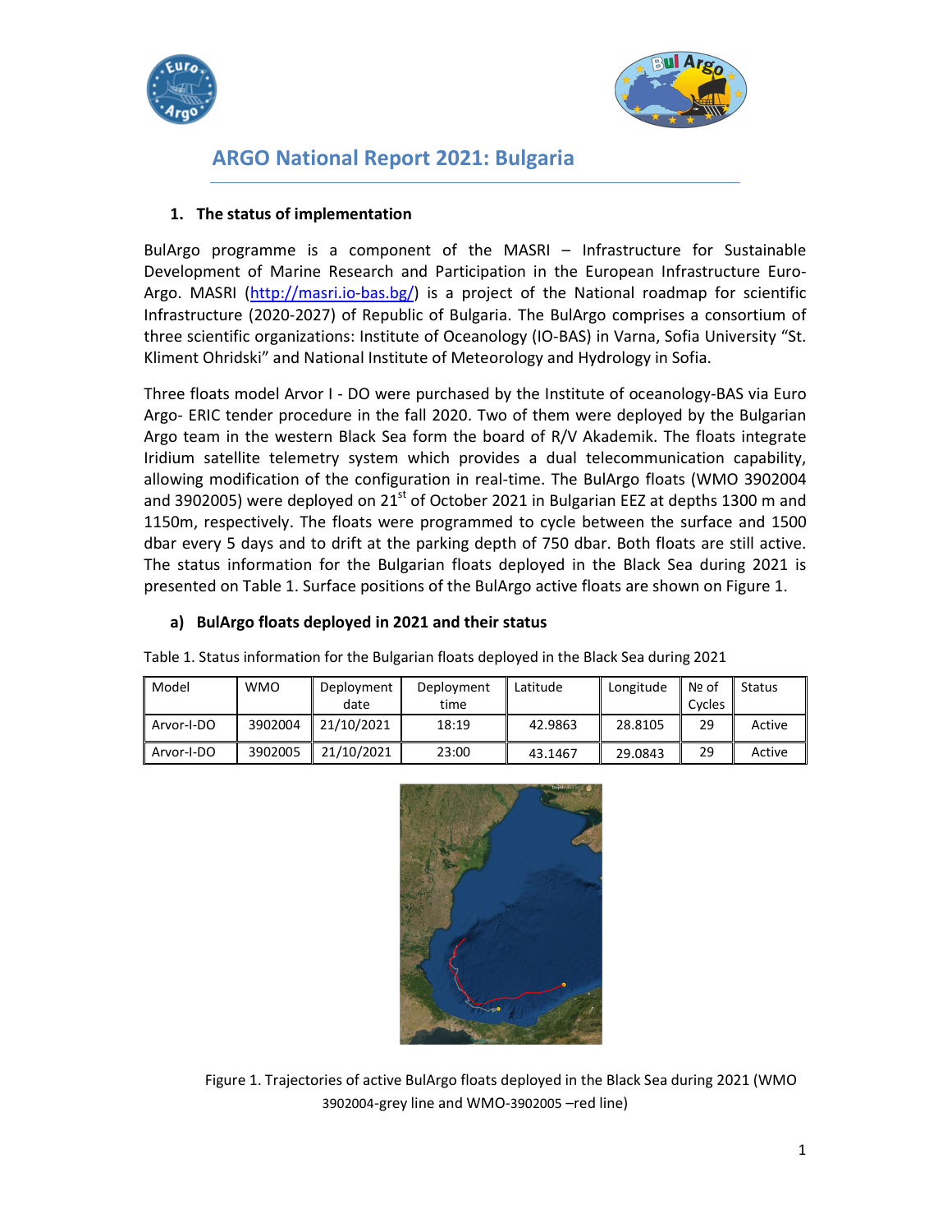# ARGO National Report 2021: Bulgaria

## 1. The status of implementation

BulArgo programme is a component of the MASRI – Infrastructure for Sustainable Development of Marine Research and Participation in the European Infrastructure Euro-Argo. MASRI (http://masri.io-bas.bg/) is a project of the National roadmap for scientific Infrastructure (2020-2027) of Republic of Bulgaria. The BulArgo comprises a consortium of three scientific organizations: Institute of Oceanology (IO-BAS) in Varna, Sofia University "St. Kliment Ohridski" and National Institute of Meteorology and Hydrology in Sofia.

Three floats model Arvor I - DO were purchased by the Institute of oceanology-BAS via Euro Argo- ERIC tender procedure in the fall 2020. Two of them were deployed by the Bulgarian Argo team in the western Black Sea form the board of R/V Akademik. The floats integrate Iridium satellite telemetry system which provides a dual telecommunication capability, allowing modification of the configuration in real-time. The BulArgo floats (WMO 3902004 and 3902005) were deployed on 21st of October 2021 in Bulgarian EEZ at depths 1300 m and 1150m, respectively. The floats were programmed to cycle between the surface and 1500 dbar every 5 days and to drift at the parking depth of 750 dbar. Both floats are still active. The status information for the Bulgarian floats deployed in the Black Sea during 2021 is presented on Table 1. Surface positions of the BulArgo active floats are shown on Figure 1.

### a) BulArgo floats deployed in 2021 and their status

Table 1. Status information for the Bulgarian floats deployed in the Black Sea during 2021

| Model | WMO | Deployment date | Deployment time | Latitude | Longitude | № of Cycles | Status |
|---|---|---|---|---|---|---|---|
| Arvor-I-DO | 3902004 | 21/10/2021 | 18:19 | 42.9863 | 28.8105 | 29 | Active |
| Arvor-I-DO | 3902005 | 21/10/2021 | 23:00 | 43.1467 | 29.0843 | 29 | Active |

Figure 1. Trajectories of active BulArgo floats deployed in the Black Sea during 2021 (WMO 3902004-grey line and WMO-3902005 –red line)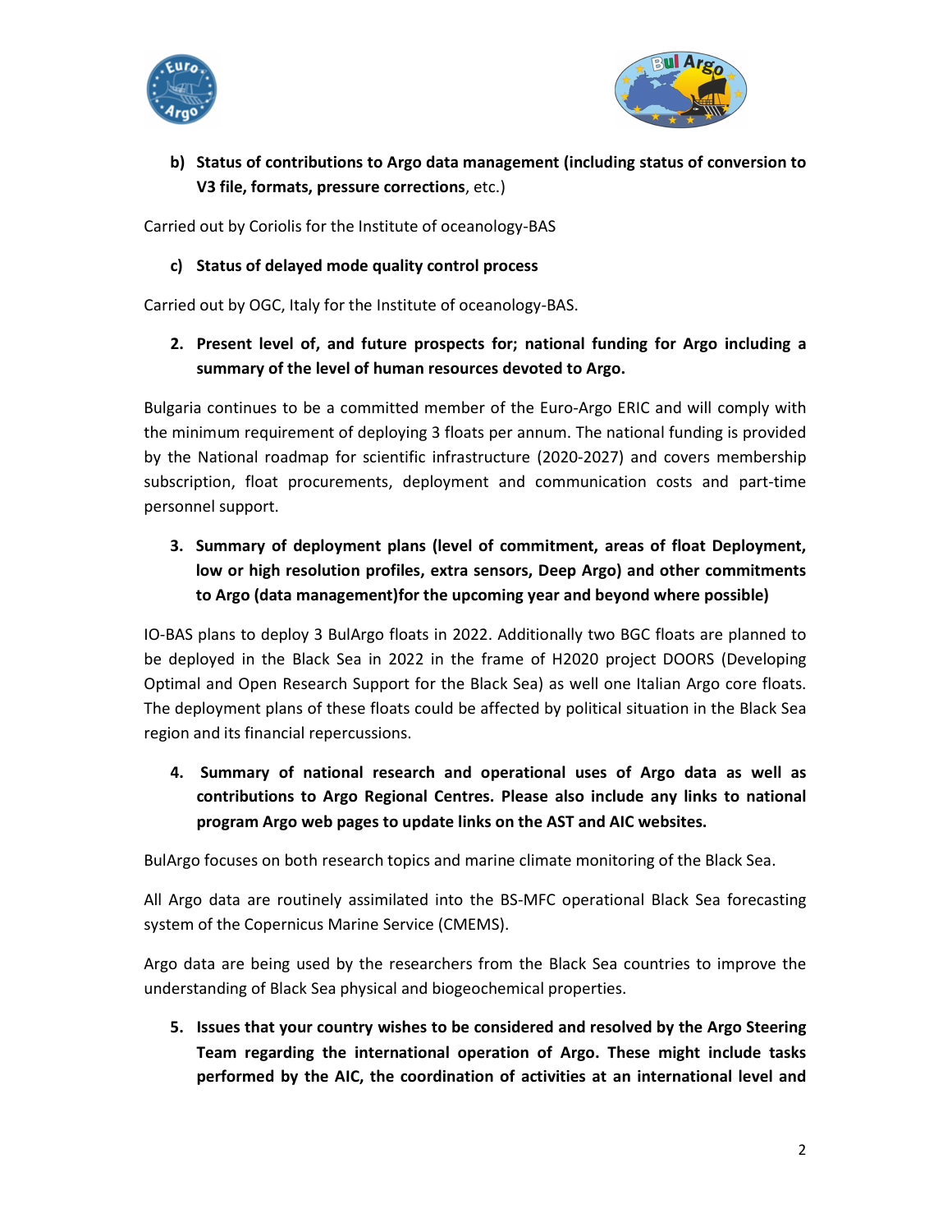**b) Status of contributions to Argo data management (including status of conversion to V3 file, formats, pressure corrections**, etc.)

Carried out by Coriolis for the Institute of oceanology-BAS

**c) Status of delayed mode quality control process**

Carried out by OGC, Italy for the Institute of oceanology-BAS.

**2. Present level of, and future prospects for; national funding for Argo including a summary of the level of human resources devoted to Argo.**

Bulgaria continues to be a committed member of the Euro-Argo ERIC and will comply with the minimum requirement of deploying 3 floats per annum. The national funding is provided by the National roadmap for scientific infrastructure (2020-2027) and covers membership subscription, float procurements, deployment and communication costs and part-time personnel support.

**3. Summary of deployment plans (level of commitment, areas of float Deployment, low or high resolution profiles, extra sensors, Deep Argo) and other commitments to Argo (data management)for the upcoming year and beyond where possible)**

IO-BAS plans to deploy 3 BulArgo floats in 2022. Additionally two BGC floats are planned to be deployed in the Black Sea in 2022 in the frame of H2020 project DOORS (Developing Optimal and Open Research Support for the Black Sea) as well one Italian Argo core floats. The deployment plans of these floats could be affected by political situation in the Black Sea region and its financial repercussions.

**4. Summary of national research and operational uses of Argo data as well as contributions to Argo Regional Centres. Please also include any links to national program Argo web pages to update links on the AST and AIC websites.**

BulArgo focuses on both research topics and marine climate monitoring of the Black Sea.

All Argo data are routinely assimilated into the BS-MFC operational Black Sea forecasting system of the Copernicus Marine Service (CMEMS).

Argo data are being used by the researchers from the Black Sea countries to improve the understanding of Black Sea physical and biogeochemical properties.

**5. Issues that your country wishes to be considered and resolved by the Argo Steering Team regarding the international operation of Argo. These might include tasks performed by the AIC, the coordination of activities at an international level and**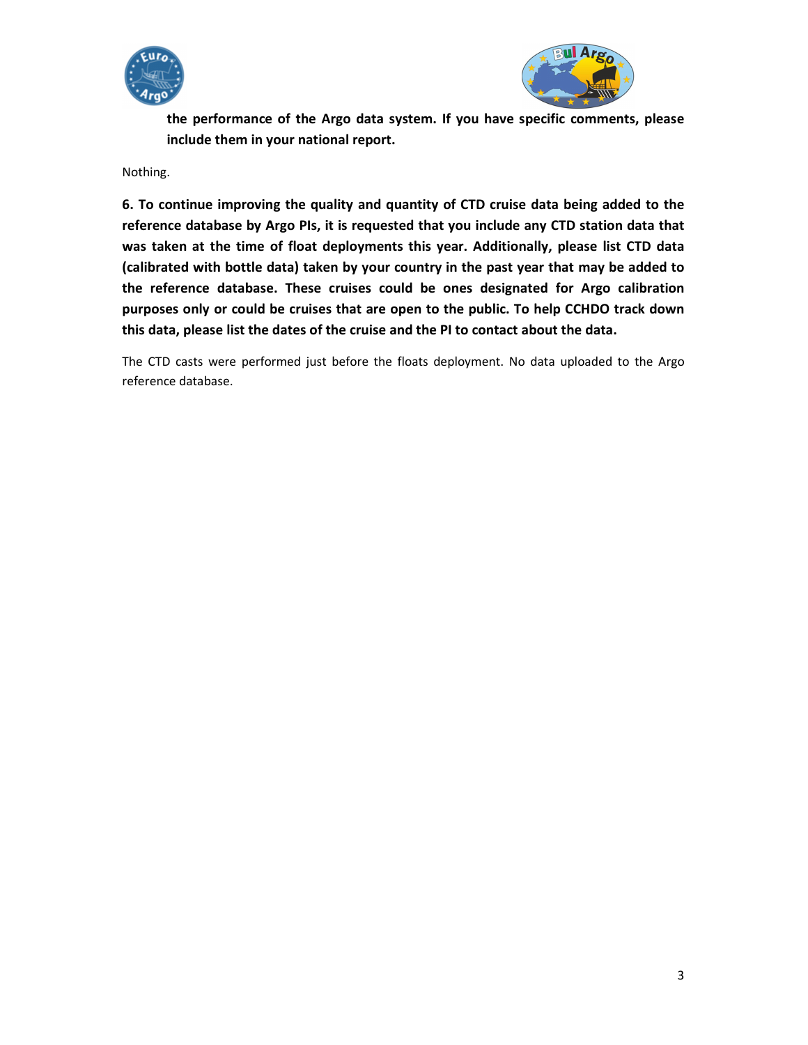**the performance of the Argo data system. If you have specific comments, please include them in your national report.**

Nothing.

**6. To continue improving the quality and quantity of CTD cruise data being added to the reference database by Argo PIs, it is requested that you include any CTD station data that was taken at the time of float deployments this year. Additionally, please list CTD data (calibrated with bottle data) taken by your country in the past year that may be added to the reference database. These cruises could be ones designated for Argo calibration purposes only or could be cruises that are open to the public. To help CCHDO track down this data, please list the dates of the cruise and the PI to contact about the data.**

The CTD casts were performed just before the floats deployment. No data uploaded to the Argo reference database.